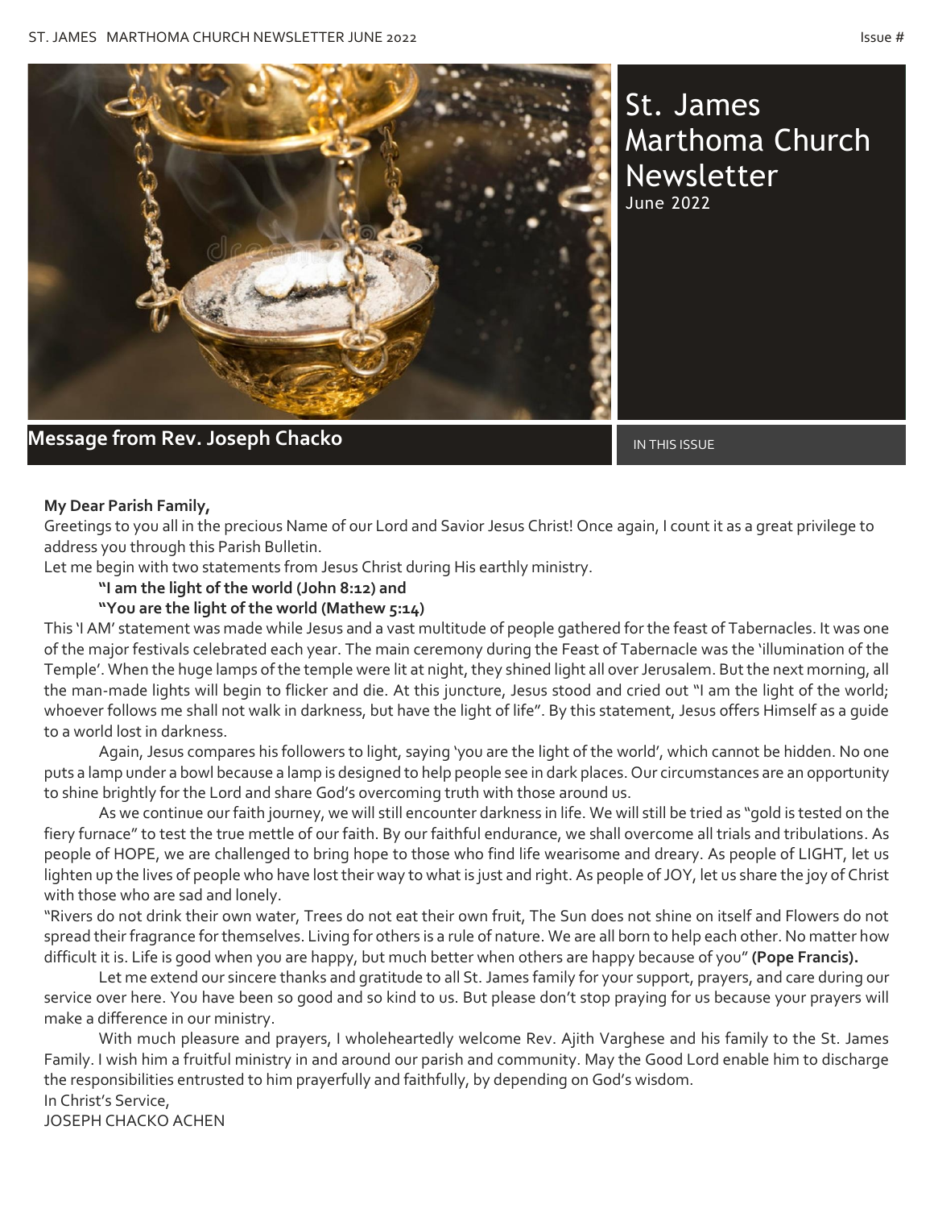# St. James Marthoma Church Newsletter

June 2022

## Message from Rev. Joseph Chacko

IN THIS ISSUE

**My Dear Parish Family,**

Greetings to you all in the precious Name of our Lord and Savior Jesus Christ! Once again, I count it as a great privilege to address you through this Parish Bulletin.

Let me begin with two statements from Jesus Christ during His earthly ministry.

**"I am the light of the world (John 8:12) and**

**"You are the light of the world (Mathew 5:14)**

This 'I AM' statement was made while Jesus and a vast multitude of people gathered for the feast of Tabernacles. It was one of the major festivals celebrated each year. The main ceremony during the Feast of Tabernacle was the 'illumination of the Temple'. When the huge lamps of the temple were lit at night, they shined light all over Jerusalem. But the next morning, all the man-made lights will begin to flicker and die. At this juncture, Jesus stood and cried out "I am the light of the world; whoever follows me shall not walk in darkness, but have the light of life". By this statement, Jesus offers Himself as a guide to a world lost in darkness.

Again, Jesus compares his followers to light, saying 'you are the light of the world', which cannot be hidden. No one puts a lamp under a bowl because a lamp is designed to help people see in dark places. Our circumstances are an opportunity to shine brightly for the Lord and share God's overcoming truth with those around us.

As we continue our faith journey, we will still encounter darkness in life. We will still be tried as "gold is tested on the fiery furnace" to test the true mettle of our faith. By our faithful endurance, we shall overcome all trials and tribulations. As people of HOPE, we are challenged to bring hope to those who find life wearisome and dreary. As people of LIGHT, let us lighten up the lives of people who have lost their way to what is just and right. As people of JOY, let us share the joy of Christ with those who are sad and lonely.

"Rivers do not drink their own water, Trees do not eat their own fruit, The Sun does not shine on itself and Flowers do not spread their fragrance for themselves. Living for others is a rule of nature. We are all born to help each other. No matter how difficult it is. Life is good when you are happy, but much better when others are happy because of you" **(Pope Francis).**

Let me extend our sincere thanks and gratitude to all St. James family for your support, prayers, and care during our service over here. You have been so good and so kind to us. But please don't stop praying for us because your prayers will make a difference in our ministry.

With much pleasure and prayers, I wholeheartedly welcome Rev. Ajith Varghese and his family to the St. James Family. I wish him a fruitful ministry in and around our parish and community. May the Good Lord enable him to discharge the responsibilities entrusted to him prayerfully and faithfully, by depending on God's wisdom.

In Christ's Service,

JOSEPH CHACKO ACHEN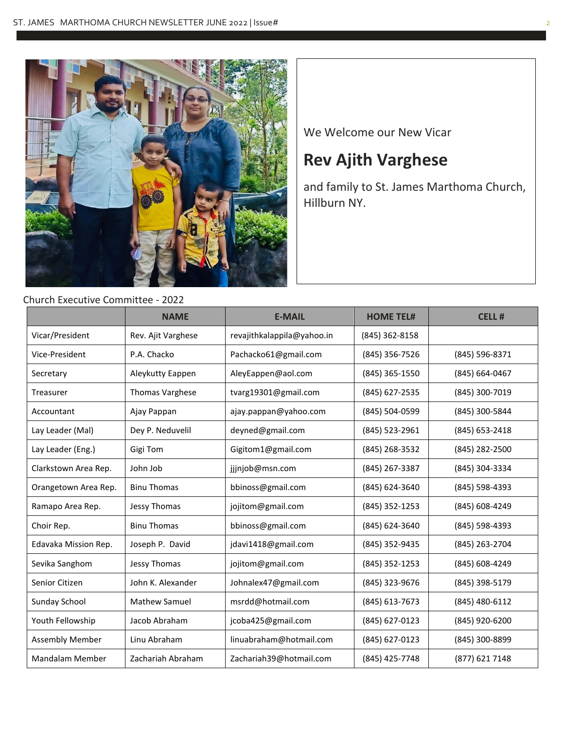We Welcome our New Vicar

## Rev Ajith Varghese

and family to St. James Marthoma Church, Hillburn NY.

Church Executive Committee - 2022

| | NAME | E-MAIL | HOME TEL# | CELL # |
|---|---|---|---|---|
| Vicar/President | Rev. Ajit Varghese | revajithkalappila@yahoo.in | (845) 362-8158 | |
| Vice-President | P.A. Chacko | Pachacko61@gmail.com | (845) 356-7526 | (845) 596-8371 |
| Secretary | Aleykutty Eappen | AleyEappen@aol.com | (845) 365-1550 | (845) 664-0467 |
| Treasurer | Thomas Varghese | tvarg19301@gmail.com | (845) 627-2535 | (845) 300-7019 |
| Accountant | Ajay Pappan | ajay.pappan@yahoo.com | (845) 504-0599 | (845) 300-5844 |
| Lay Leader (Mal) | Dey P. Neduvelil | deyned@gmail.com | (845) 523-2961 | (845) 653-2418 |
| Lay Leader (Eng.) | Gigi Tom | Gigitom1@gmail.com | (845) 268-3532 | (845) 282-2500 |
| Clarkstown Area Rep. | John Job | jjjnjob@msn.com | (845) 267-3387 | (845) 304-3334 |
| Orangetown Area Rep. | Binu Thomas | bbinoss@gmail.com | (845) 624-3640 | (845) 598-4393 |
| Ramapo Area Rep. | Jessy Thomas | jojitom@gmail.com | (845) 352-1253 | (845) 608-4249 |
| Choir Rep. | Binu Thomas | bbinoss@gmail.com | (845) 624-3640 | (845) 598-4393 |
| Edavaka Mission Rep. | Joseph P. David | jdavi1418@gmail.com | (845) 352-9435 | (845) 263-2704 |
| Sevika Sanghom | Jessy Thomas | jojitom@gmail.com | (845) 352-1253 | (845) 608-4249 |
| Senior Citizen | John K. Alexander | Johnalex47@gmail.com | (845) 323-9676 | (845) 398-5179 |
| Sunday School | Mathew Samuel | msrdd@hotmail.com | (845) 613-7673 | (845) 480-6112 |
| Youth Fellowship | Jacob Abraham | jcoba425@gmail.com | (845) 627-0123 | (845) 920-6200 |
| Assembly Member | Linu Abraham | linuabraham@hotmail.com | (845) 627-0123 | (845) 300-8899 |
| Mandalam Member | Zachariah Abraham | Zachariah39@hotmail.com | (845) 425-7748 | (877) 621 7148 |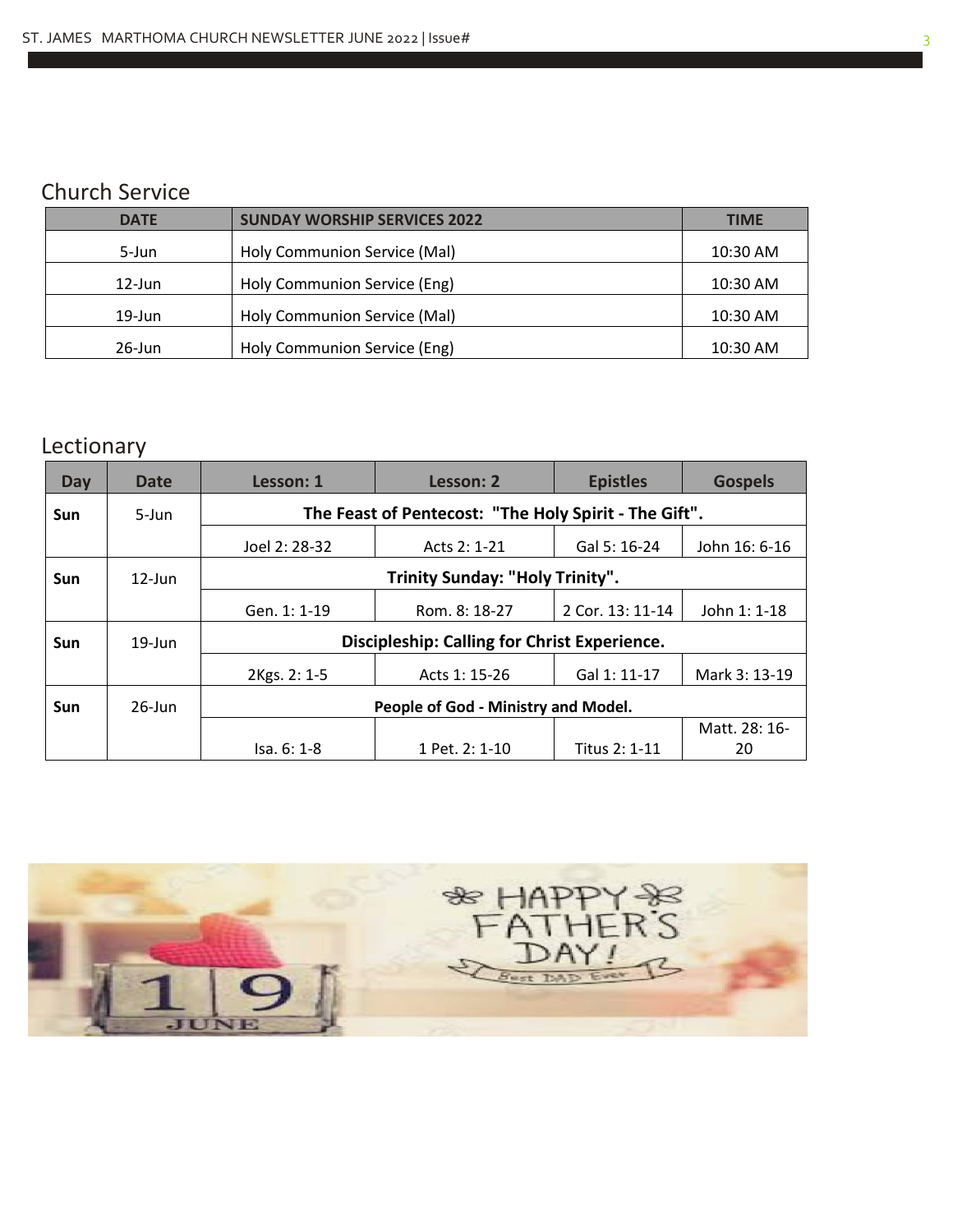## Church Service

| DATE | SUNDAY WORSHIP SERVICES 2022 | TIME |
|---|---|---|
| 5-Jun | Holy Communion Service (Mal) | 10:30 AM |
| 12-Jun | Holy Communion Service (Eng) | 10:30 AM |
| 19-Jun | Holy Communion Service (Mal) | 10:30 AM |
| 26-Jun | Holy Communion Service (Eng) | 10:30 AM |

## Lectionary

| Day | Date | Lesson: 1 | Lesson: 2 | Epistles | Gospels |
|---|---|---|---|---|---|
| **Sun** | 5-Jun | **The Feast of Pentecost: "The Holy Spirit - The Gift".** | | | |
| | | Joel 2: 28-32 | Acts 2: 1-21 | Gal 5: 16-24 | John 16: 6-16 |
| **Sun** | 12-Jun | **Trinity Sunday: "Holy Trinity".** | | | |
| | | Gen. 1: 1-19 | Rom. 8: 18-27 | 2 Cor. 13: 11-14 | John 1: 1-18 |
| **Sun** | 19-Jun | **Discipleship: Calling for Christ Experience.** | | | |
| | | 2Kgs. 2: 1-5 | Acts 1: 15-26 | Gal 1: 11-17 | Mark 3: 13-19 |
| **Sun** | 26-Jun | **People of God - Ministry and Model.** | | | |
| | | Isa. 6: 1-8 | 1 Pet. 2: 1-10 | Titus 2: 1-11 | Matt. 28: 16-20 |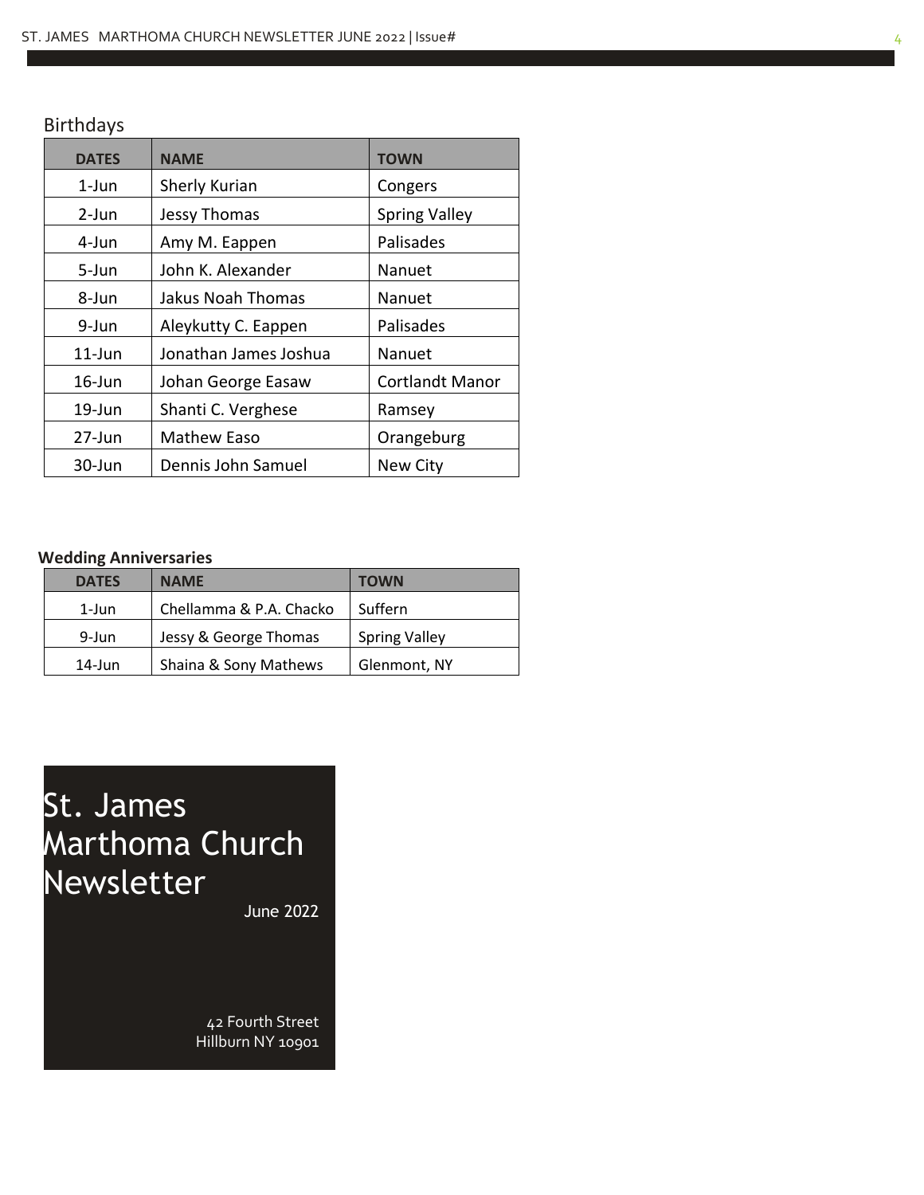## Birthdays

| DATES | NAME | TOWN |
|---|---|---|
| 1-Jun | Sherly Kurian | Congers |
| 2-Jun | Jessy Thomas | Spring Valley |
| 4-Jun | Amy M. Eappen | Palisades |
| 5-Jun | John K. Alexander | Nanuet |
| 8-Jun | Jakus Noah Thomas | Nanuet |
| 9-Jun | Aleykutty C. Eappen | Palisades |
| 11-Jun | Jonathan James Joshua | Nanuet |
| 16-Jun | Johan George Easaw | Cortlandt Manor |
| 19-Jun | Shanti C. Verghese | Ramsey |
| 27-Jun | Mathew Easo | Orangeburg |
| 30-Jun | Dennis John Samuel | New City |

## Wedding Anniversaries

| DATES | NAME | TOWN |
|---|---|---|
| 1-Jun | Chellamma & P.A. Chacko | Suffern |
| 9-Jun | Jessy & George Thomas | Spring Valley |
| 14-Jun | Shaina & Sony Mathews | Glenmont, NY |

# St. James Marthoma Church Newsletter

June 2022

42 Fourth Street
Hillburn NY 10901